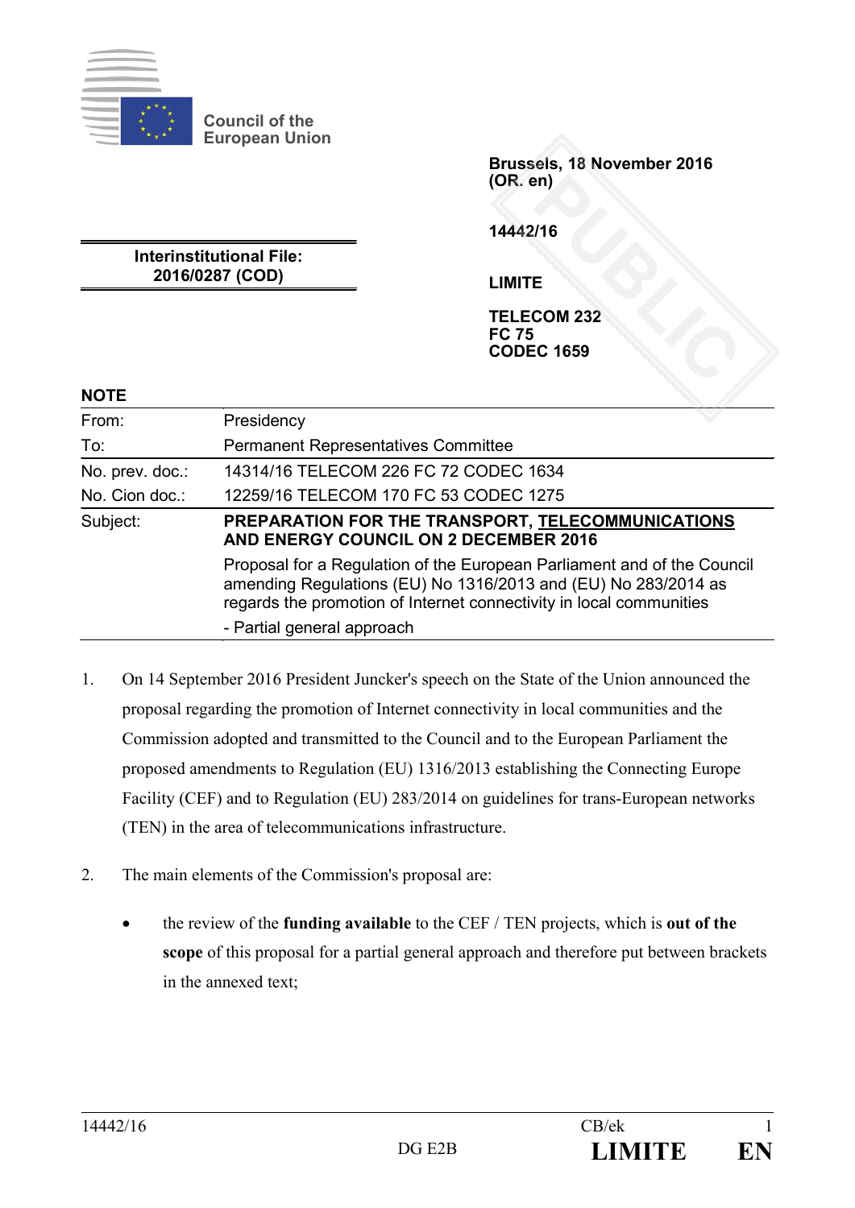Council of the European Union

**Brussels, 18 November 2016**
**(OR. en)**

**14442/16**

**Interinstitutional File:**
**2016/0287 (COD)**

**LIMITE**

**TELECOM 232**
**FC 75**
**CODEC 1659**

**NOTE**

| | |
|---|---|
| From: | Presidency |
| To: | Permanent Representatives Committee |
| No. prev. doc.: | 14314/16 TELECOM 226 FC 72 CODEC 1634 |
| No. Cion doc.: | 12259/16 TELECOM 170 FC 53 CODEC 1275 |
| Subject: | **PREPARATION FOR THE TRANSPORT, TELECOMMUNICATIONS AND ENERGY COUNCIL ON 2 DECEMBER 2016**<br>Proposal for a Regulation of the European Parliament and of the Council amending Regulations (EU) No 1316/2013 and (EU) No 283/2014 as regards the promotion of Internet connectivity in local communities<br>- Partial general approach |

1. On 14 September 2016 President Juncker's speech on the State of the Union announced the proposal regarding the promotion of Internet connectivity in local communities and the Commission adopted and transmitted to the Council and to the European Parliament the proposed amendments to Regulation (EU) 1316/2013 establishing the Connecting Europe Facility (CEF) and to Regulation (EU) 283/2014 on guidelines for trans-European networks (TEN) in the area of telecommunications infrastructure.

2. The main elements of the Commission's proposal are:

   - the review of the **funding available** to the CEF / TEN projects, which is **out of the scope** of this proposal for a partial general approach and therefore put between brackets in the annexed text;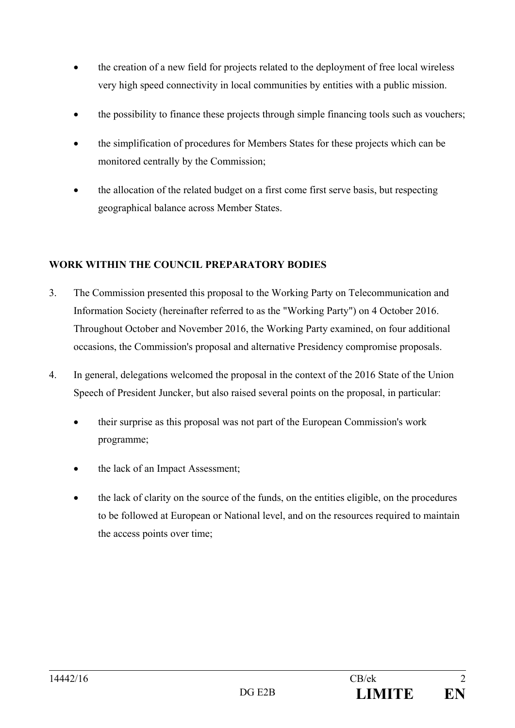- the creation of a new field for projects related to the deployment of free local wireless very high speed connectivity in local communities by entities with a public mission.
- the possibility to finance these projects through simple financing tools such as vouchers;
- the simplification of procedures for Members States for these projects which can be monitored centrally by the Commission;
- the allocation of the related budget on a first come first serve basis, but respecting geographical balance across Member States.

**WORK WITHIN THE COUNCIL PREPARATORY BODIES**

3. The Commission presented this proposal to the Working Party on Telecommunication and Information Society (hereinafter referred to as the "Working Party") on 4 October 2016. Throughout October and November 2016, the Working Party examined, on four additional occasions, the Commission's proposal and alternative Presidency compromise proposals.

4. In general, delegations welcomed the proposal in the context of the 2016 State of the Union Speech of President Juncker, but also raised several points on the proposal, in particular:

   - their surprise as this proposal was not part of the European Commission's work programme;
   - the lack of an Impact Assessment;
   - the lack of clarity on the source of the funds, on the entities eligible, on the procedures to be followed at European or National level, and on the resources required to maintain the access points over time;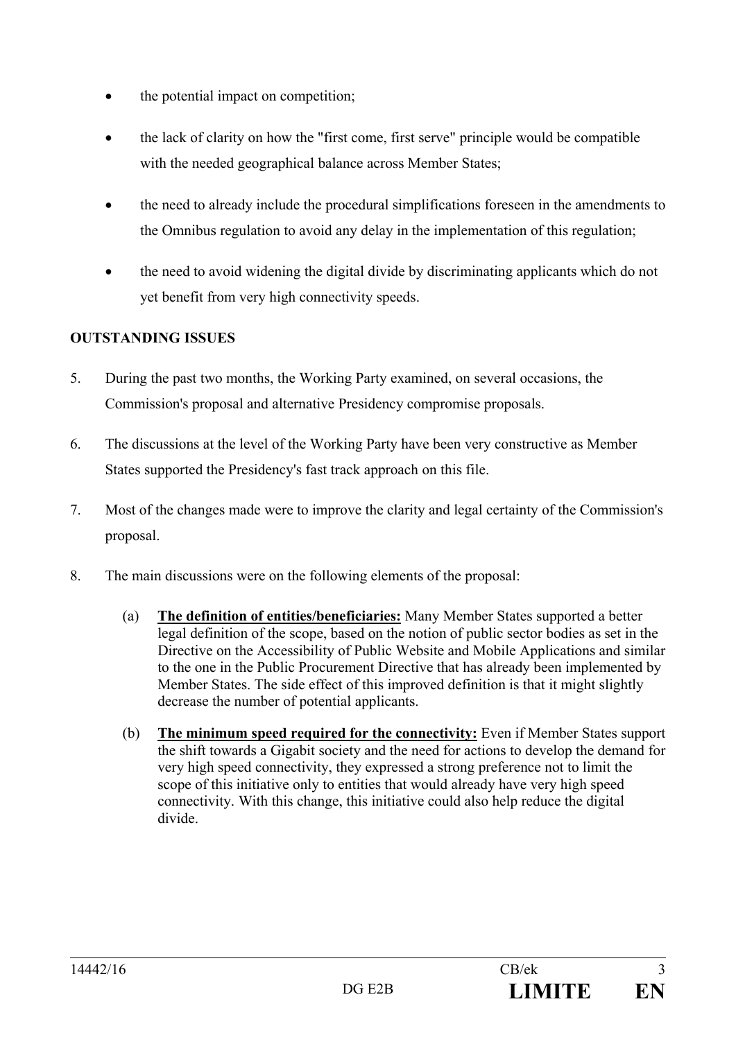- the potential impact on competition;
- the lack of clarity on how the "first come, first serve" principle would be compatible with the needed geographical balance across Member States;
- the need to already include the procedural simplifications foreseen in the amendments to the Omnibus regulation to avoid any delay in the implementation of this regulation;
- the need to avoid widening the digital divide by discriminating applicants which do not yet benefit from very high connectivity speeds.

**OUTSTANDING ISSUES**

5. During the past two months, the Working Party examined, on several occasions, the Commission's proposal and alternative Presidency compromise proposals.

6. The discussions at the level of the Working Party have been very constructive as Member States supported the Presidency's fast track approach on this file.

7. Most of the changes made were to improve the clarity and legal certainty of the Commission's proposal.

8. The main discussions were on the following elements of the proposal:

   (a) **The definition of entities/beneficiaries:** Many Member States supported a better legal definition of the scope, based on the notion of public sector bodies as set in the Directive on the Accessibility of Public Website and Mobile Applications and similar to the one in the Public Procurement Directive that has already been implemented by Member States. The side effect of this improved definition is that it might slightly decrease the number of potential applicants.

   (b) **The minimum speed required for the connectivity:** Even if Member States support the shift towards a Gigabit society and the need for actions to develop the demand for very high speed connectivity, they expressed a strong preference not to limit the scope of this initiative only to entities that would already have very high speed connectivity. With this change, this initiative could also help reduce the digital divide.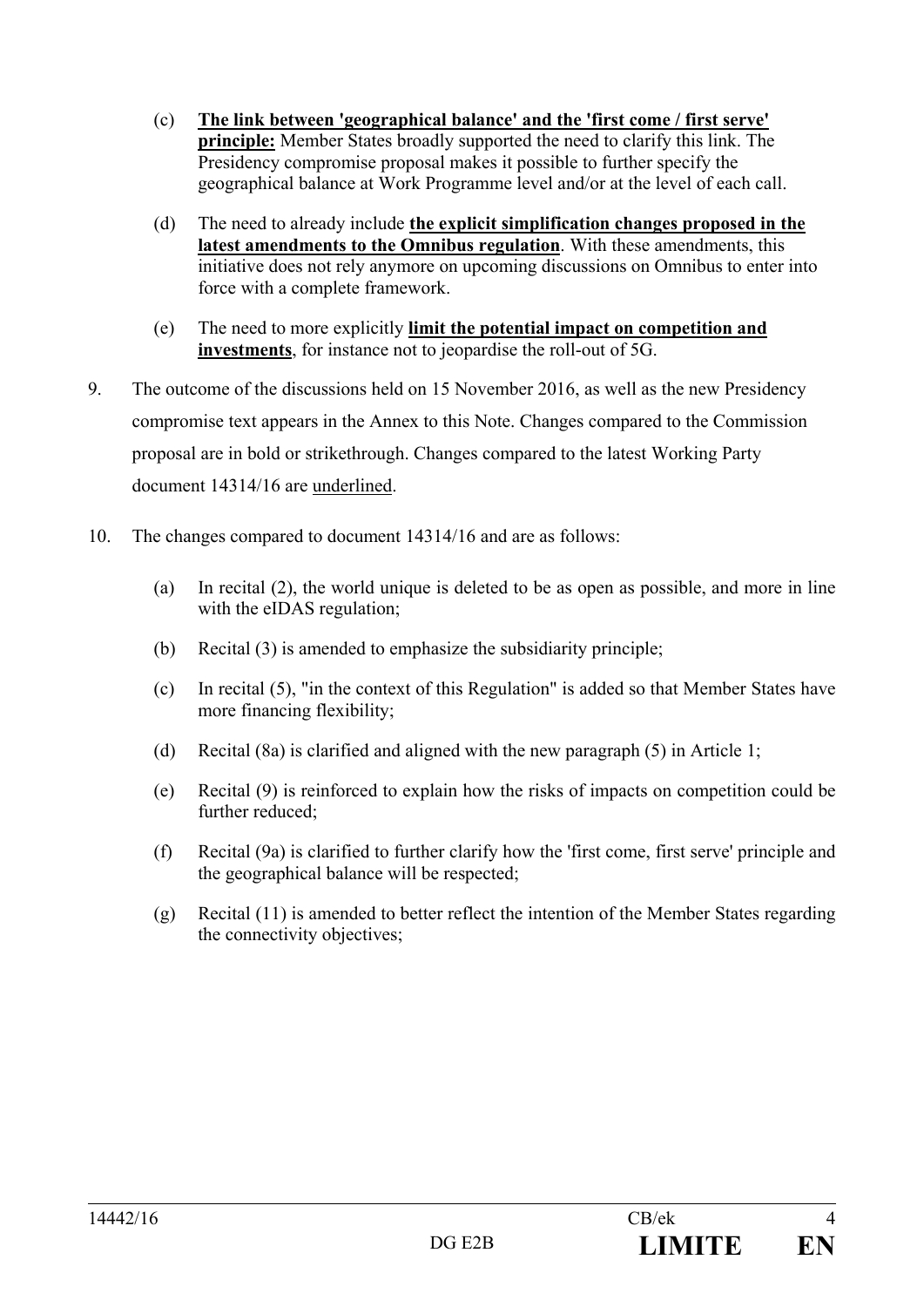(c) **<u>The link between 'geographical balance' and the 'first come / first serve' principle:</u>** Member States broadly supported the need to clarify this link. The Presidency compromise proposal makes it possible to further specify the geographical balance at Work Programme level and/or at the level of each call.

(d) The need to already include **<u>the explicit simplification changes proposed in the latest amendments to the Omnibus regulation</u>**. With these amendments, this initiative does not rely anymore on upcoming discussions on Omnibus to enter into force with a complete framework.

(e) The need to more explicitly **<u>limit the potential impact on competition and investments</u>**, for instance not to jeopardise the roll-out of 5G.

9. The outcome of the discussions held on 15 November 2016, as well as the new Presidency compromise text appears in the Annex to this Note. Changes compared to the Commission proposal are in bold or strikethrough. Changes compared to the latest Working Party document 14314/16 are <u>underlined</u>.

10. The changes compared to document 14314/16 and are as follows:

   (a) In recital (2), the world unique is deleted to be as open as possible, and more in line with the eIDAS regulation;

   (b) Recital (3) is amended to emphasize the subsidiarity principle;

   (c) In recital (5), "in the context of this Regulation" is added so that Member States have more financing flexibility;

   (d) Recital (8a) is clarified and aligned with the new paragraph (5) in Article 1;

   (e) Recital (9) is reinforced to explain how the risks of impacts on competition could be further reduced;

   (f) Recital (9a) is clarified to further clarify how the 'first come, first serve' principle and the geographical balance will be respected;

   (g) Recital (11) is amended to better reflect the intention of the Member States regarding the connectivity objectives;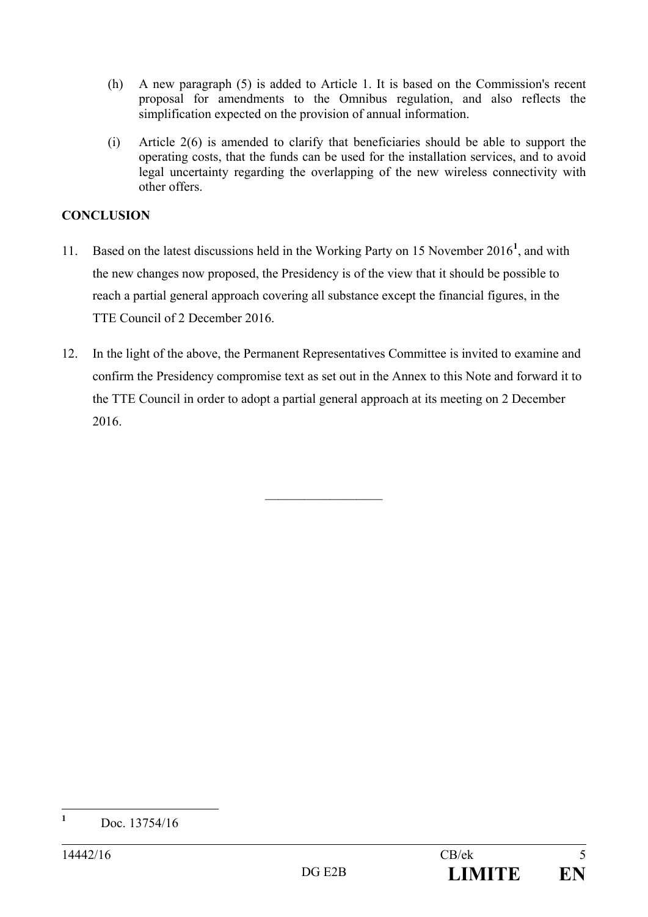(h) A new paragraph (5) is added to Article 1. It is based on the Commission's recent proposal for amendments to the Omnibus regulation, and also reflects the simplification expected on the provision of annual information.

(i) Article 2(6) is amended to clarify that beneficiaries should be able to support the operating costs, that the funds can be used for the installation services, and to avoid legal uncertainty regarding the overlapping of the new wireless connectivity with other offers.

**CONCLUSION**

11. Based on the latest discussions held in the Working Party on 15 November 2016[1], and with the new changes now proposed, the Presidency is of the view that it should be possible to reach a partial general approach covering all substance except the financial figures, in the TTE Council of 2 December 2016.

12. In the light of the above, the Permanent Representatives Committee is invited to examine and confirm the Presidency compromise text as set out in the Annex to this Note and forward it to the TTE Council in order to adopt a partial general approach at its meeting on 2 December 2016.

---

[1] Doc. 13754/16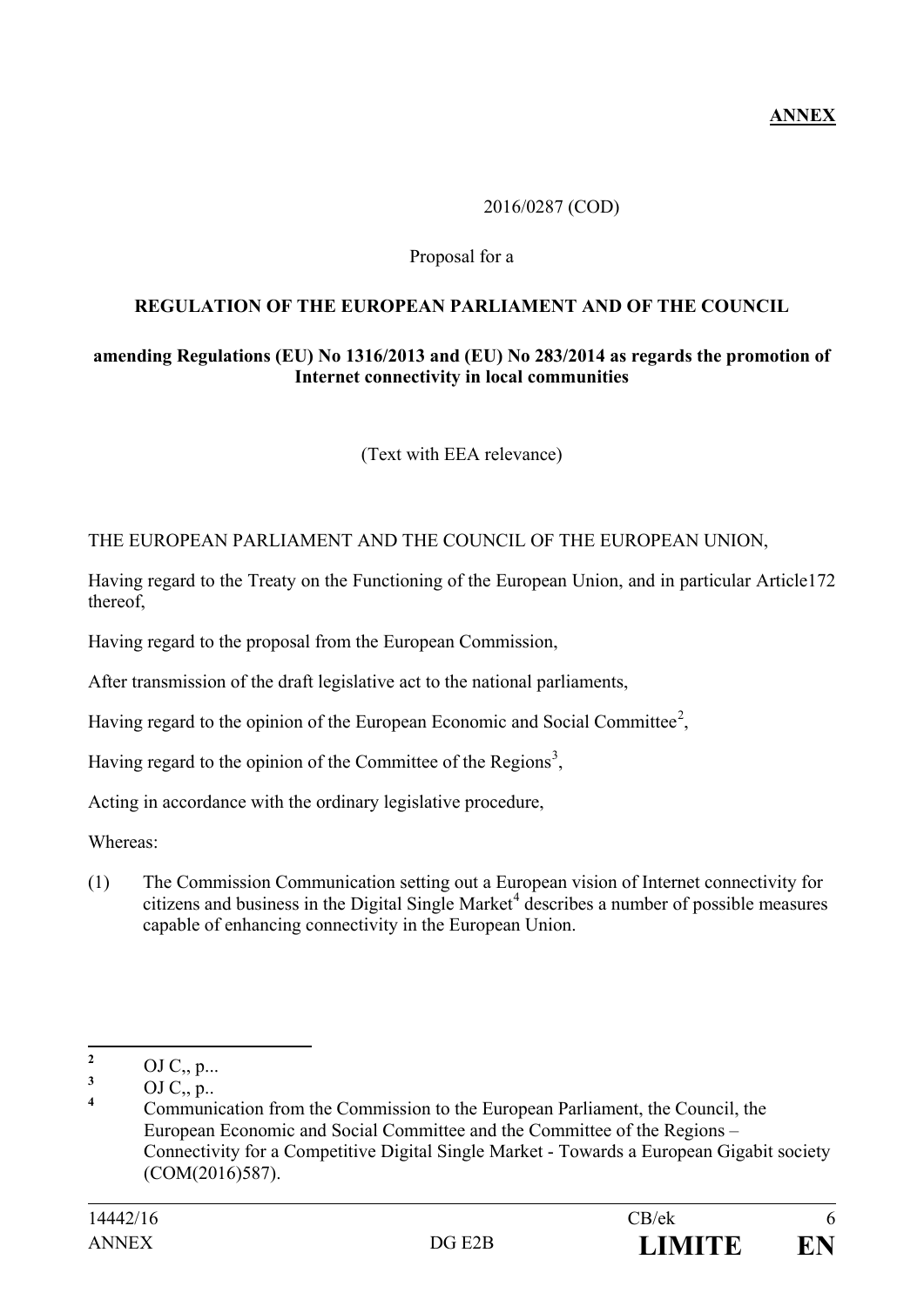**ANNEX**

2016/0287 (COD)

Proposal for a

**REGULATION OF THE EUROPEAN PARLIAMENT AND OF THE COUNCIL**

**amending Regulations (EU) No 1316/2013 and (EU) No 283/2014 as regards the promotion of Internet connectivity in local communities**

(Text with EEA relevance)

THE EUROPEAN PARLIAMENT AND THE COUNCIL OF THE EUROPEAN UNION,

Having regard to the Treaty on the Functioning of the European Union, and in particular Article172 thereof,

Having regard to the proposal from the European Commission,

After transmission of the draft legislative act to the national parliaments,

Having regard to the opinion of the European Economic and Social Committee[2],

Having regard to the opinion of the Committee of the Regions[3],

Acting in accordance with the ordinary legislative procedure,

Whereas:

(1) The Commission Communication setting out a European vision of Internet connectivity for citizens and business in the Digital Single Market[4] describes a number of possible measures capable of enhancing connectivity in the European Union.

---

[2] OJ C,, p...

[3] OJ C,, p..

[4] Communication from the Commission to the European Parliament, the Council, the European Economic and Social Committee and the Committee of the Regions – Connectivity for a Competitive Digital Single Market - Towards a European Gigabit society (COM(2016)587).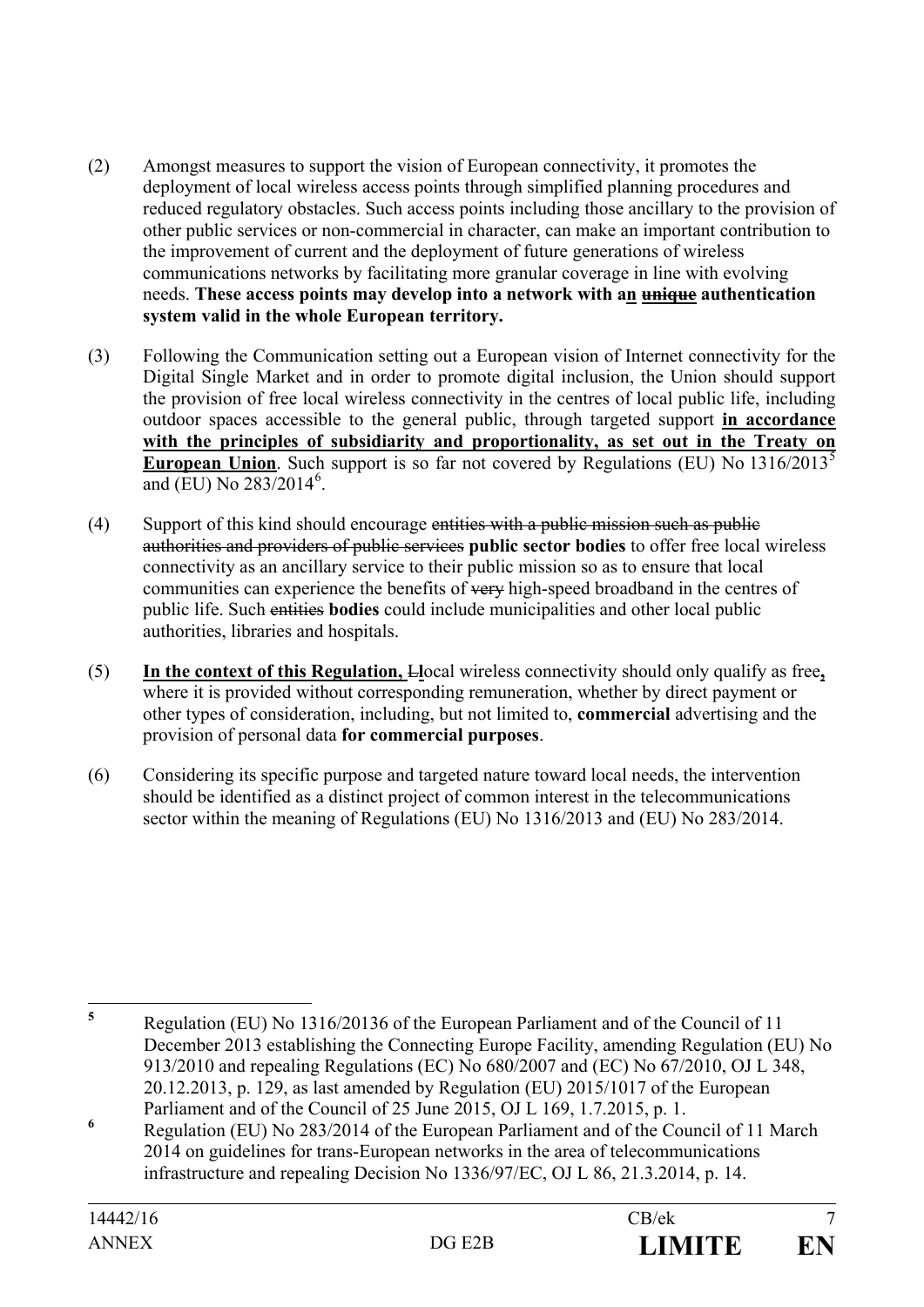(2) Amongst measures to support the vision of European connectivity, it promotes the deployment of local wireless access points through simplified planning procedures and reduced regulatory obstacles. Such access points including those ancillary to the provision of other public services or non-commercial in character, can make an important contribution to the improvement of current and the deployment of future generations of wireless communications networks by facilitating more granular coverage in line with evolving needs. **These access points may develop into a network with a<u>n</u> ~~unique~~ authentication system valid in the whole European territory.**

(3) Following the Communication setting out a European vision of Internet connectivity for the Digital Single Market and in order to promote digital inclusion, the Union should support the provision of free local wireless connectivity in the centres of local public life, including outdoor spaces accessible to the general public, through targeted support **<u>in accordance with the principles of subsidiarity and proportionality, as set out in the Treaty on European Union</u>**. Such support is so far not covered by Regulations (EU) No 1316/2013[5] and (EU) No 283/2014[6].

(4) Support of this kind should encourage ~~entities with a public mission such as public authorities and providers of public services~~ **public sector bodies** to offer free local wireless connectivity as an ancillary service to their public mission so as to ensure that local communities can experience the benefits of ~~very~~ high-speed broadband in the centres of public life. Such ~~entities~~ **bodies** could include municipalities and other local public authorities, libraries and hospitals.

(5) **<u>In the context of this Regulation,</u>** ~~L~~**l**ocal wireless connectivity should only qualify as free**,** where it is provided without corresponding remuneration, whether by direct payment or other types of consideration, including, but not limited to, **commercial** advertising and the provision of personal data **for commercial purposes**.

(6) Considering its specific purpose and targeted nature toward local needs, the intervention should be identified as a distinct project of common interest in the telecommunications sector within the meaning of Regulations (EU) No 1316/2013 and (EU) No 283/2014.

---

[5] Regulation (EU) No 1316/20136 of the European Parliament and of the Council of 11 December 2013 establishing the Connecting Europe Facility, amending Regulation (EU) No 913/2010 and repealing Regulations (EC) No 680/2007 and (EC) No 67/2010, OJ L 348, 20.12.2013, p. 129, as last amended by Regulation (EU) 2015/1017 of the European Parliament and of the Council of 25 June 2015, OJ L 169, 1.7.2015, p. 1.

[6] Regulation (EU) No 283/2014 of the European Parliament and of the Council of 11 March 2014 on guidelines for trans-European networks in the area of telecommunications infrastructure and repealing Decision No 1336/97/EC, OJ L 86, 21.3.2014, p. 14.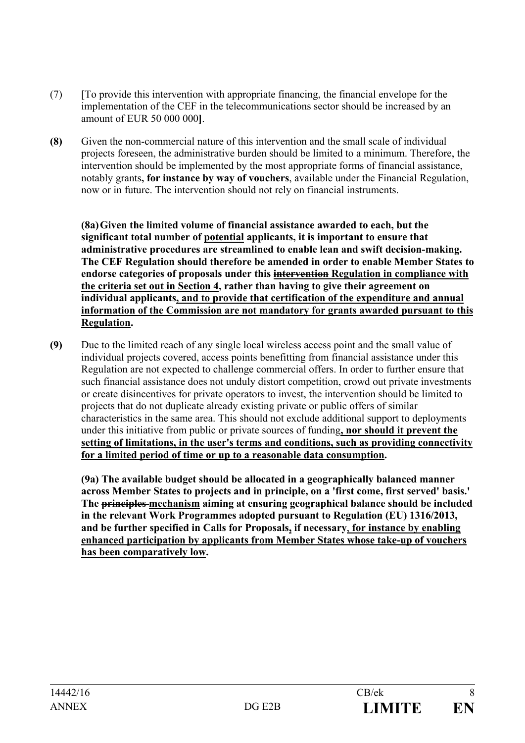(7) [To provide this intervention with appropriate financing, the financial envelope for the implementation of the CEF in the telecommunications sector should be increased by an amount of EUR 50 000 000**]**.

**(8)** Given the non-commercial nature of this intervention and the small scale of individual projects foreseen, the administrative burden should be limited to a minimum. Therefore, the intervention should be implemented by the most appropriate forms of financial assistance, notably grants**, for instance by way of vouchers**, available under the Financial Regulation, now or in future. The intervention should not rely on financial instruments.

**(8a) Given the limited volume of financial assistance awarded to each, but the significant total number of <u>potential</u> applicants, it is important to ensure that administrative procedures are streamlined to enable lean and swift decision-making. The CEF Regulation should therefore be amended in order to enable Member States to endorse categories of proposals under this ~~intervention~~ <u>Regulation in compliance with the criteria set out in Section 4</u>, rather than having to give their agreement on individual applicants<u>, and to provide that certification of the expenditure and annual information of the Commission are not mandatory for grants awarded pursuant to this Regulation</u>.**

**(9)** Due to the limited reach of any single local wireless access point and the small value of individual projects covered, access points benefitting from financial assistance under this Regulation are not expected to challenge commercial offers. In order to further ensure that such financial assistance does not unduly distort competition, crowd out private investments or create disincentives for private operators to invest, the intervention should be limited to projects that do not duplicate already existing private or public offers of similar characteristics in the same area. This should not exclude additional support to deployments under this initiative from public or private sources of funding**<u>, nor should it prevent the setting of limitations, in the user's terms and conditions, such as providing connectivity for a limited period of time or up to a reasonable data consumption</u>.**

**(9a) The available budget should be allocated in a geographically balanced manner across Member States to projects and in principle, on a 'first come, first served' basis.' The ~~principles~~ <u>mechanism</u> aiming at ensuring geographical balance should be included in the relevant Work Programmes adopted pursuant to Regulation (EU) 1316/2013, and be further specified in Calls for Proposals<u>,</u> if necessary<u>, for instance by enabling enhanced participation by applicants from Member States whose take-up of vouchers has been comparatively low</u>.**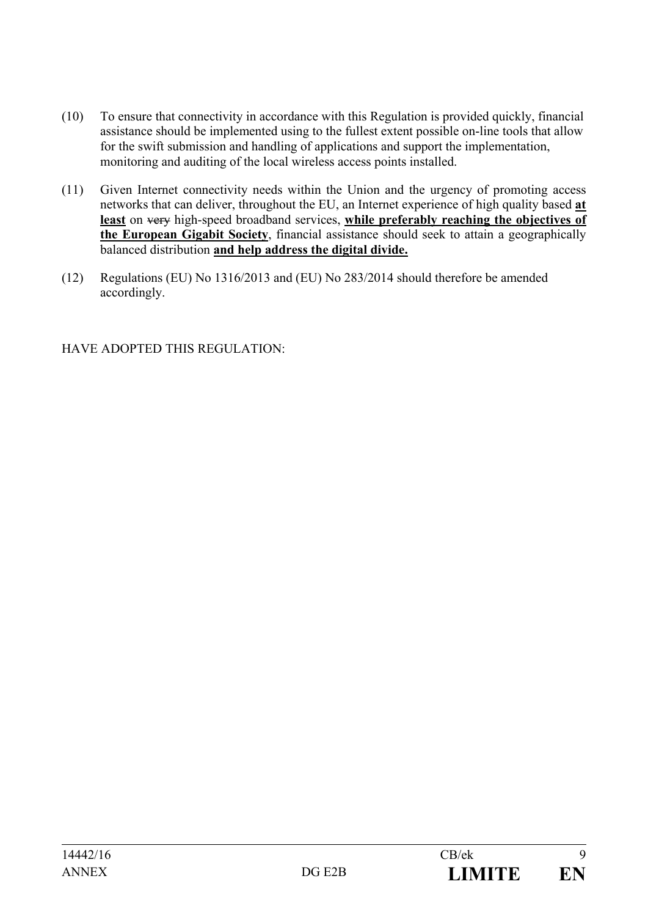(10) To ensure that connectivity in accordance with this Regulation is provided quickly, financial assistance should be implemented using to the fullest extent possible on-line tools that allow for the swift submission and handling of applications and support the implementation, monitoring and auditing of the local wireless access points installed.

(11) Given Internet connectivity needs within the Union and the urgency of promoting access networks that can deliver, throughout the EU, an Internet experience of high quality based <u>**at least**</u> on ~~very~~ high-speed broadband services, <u>**while preferably reaching the objectives of the European Gigabit Society**</u>, financial assistance should seek to attain a geographically balanced distribution <u>**and help address the digital divide.**</u>

(12) Regulations (EU) No 1316/2013 and (EU) No 283/2014 should therefore be amended accordingly.

HAVE ADOPTED THIS REGULATION: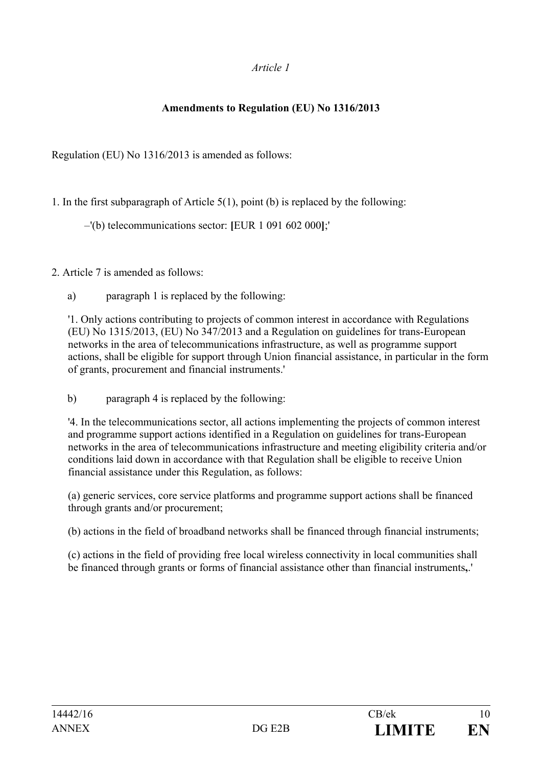*Article 1*

**Amendments to Regulation (EU) No 1316/2013**

Regulation (EU) No 1316/2013 is amended as follows:

1. In the first subparagraph of Article 5(1), point (b) is replaced by the following:

–'(b) telecommunications sector: **[**EUR 1 091 602 000**]**;'

2. Article 7 is amended as follows:

a) paragraph 1 is replaced by the following:

'1. Only actions contributing to projects of common interest in accordance with Regulations (EU) No 1315/2013, (EU) No 347/2013 and a Regulation on guidelines for trans-European networks in the area of telecommunications infrastructure, as well as programme support actions, shall be eligible for support through Union financial assistance, in particular in the form of grants, procurement and financial instruments.'

b) paragraph 4 is replaced by the following:

'4. In the telecommunications sector, all actions implementing the projects of common interest and programme support actions identified in a Regulation on guidelines for trans-European networks in the area of telecommunications infrastructure and meeting eligibility criteria and/or conditions laid down in accordance with that Regulation shall be eligible to receive Union financial assistance under this Regulation, as follows:

(a) generic services, core service platforms and programme support actions shall be financed through grants and/or procurement;

(b) actions in the field of broadband networks shall be financed through financial instruments;

(c) actions in the field of providing free local wireless connectivity in local communities shall be financed through grants or forms of financial assistance other than financial instruments**,**.'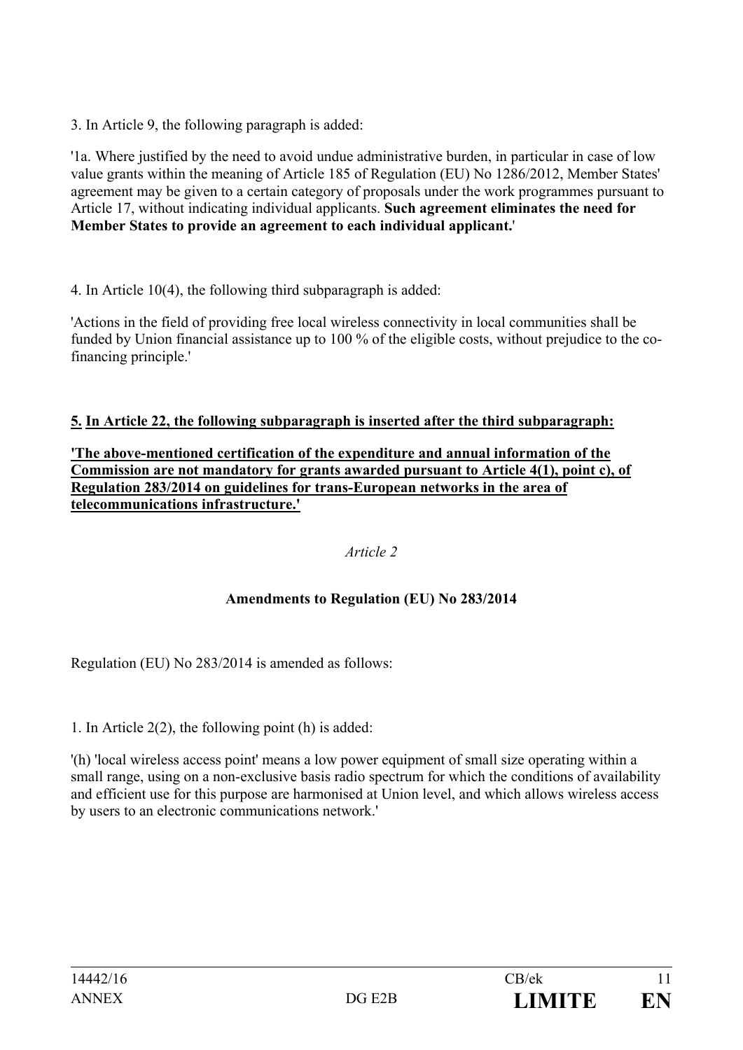3. In Article 9, the following paragraph is added:

'1a. Where justified by the need to avoid undue administrative burden, in particular in case of low value grants within the meaning of Article 185 of Regulation (EU) No 1286/2012, Member States' agreement may be given to a certain category of proposals under the work programmes pursuant to Article 17, without indicating individual applicants. **Such agreement eliminates the need for Member States to provide an agreement to each individual applicant.**'

4. In Article 10(4), the following third subparagraph is added:

'Actions in the field of providing free local wireless connectivity in local communities shall be funded by Union financial assistance up to 100 % of the eligible costs, without prejudice to the co-financing principle.'

<u>**5. In Article 22, the following subparagraph is inserted after the third subparagraph:**</u>

<u>**'The above-mentioned certification of the expenditure and annual information of the Commission are not mandatory for grants awarded pursuant to Article 4(1), point c), of Regulation 283/2014 on guidelines for trans-European networks in the area of telecommunications infrastructure.'**</u>

*Article 2*

**Amendments to Regulation (EU) No 283/2014**

Regulation (EU) No 283/2014 is amended as follows:

1. In Article 2(2), the following point (h) is added:

'(h) 'local wireless access point' means a low power equipment of small size operating within a small range, using on a non-exclusive basis radio spectrum for which the conditions of availability and efficient use for this purpose are harmonised at Union level, and which allows wireless access by users to an electronic communications network.'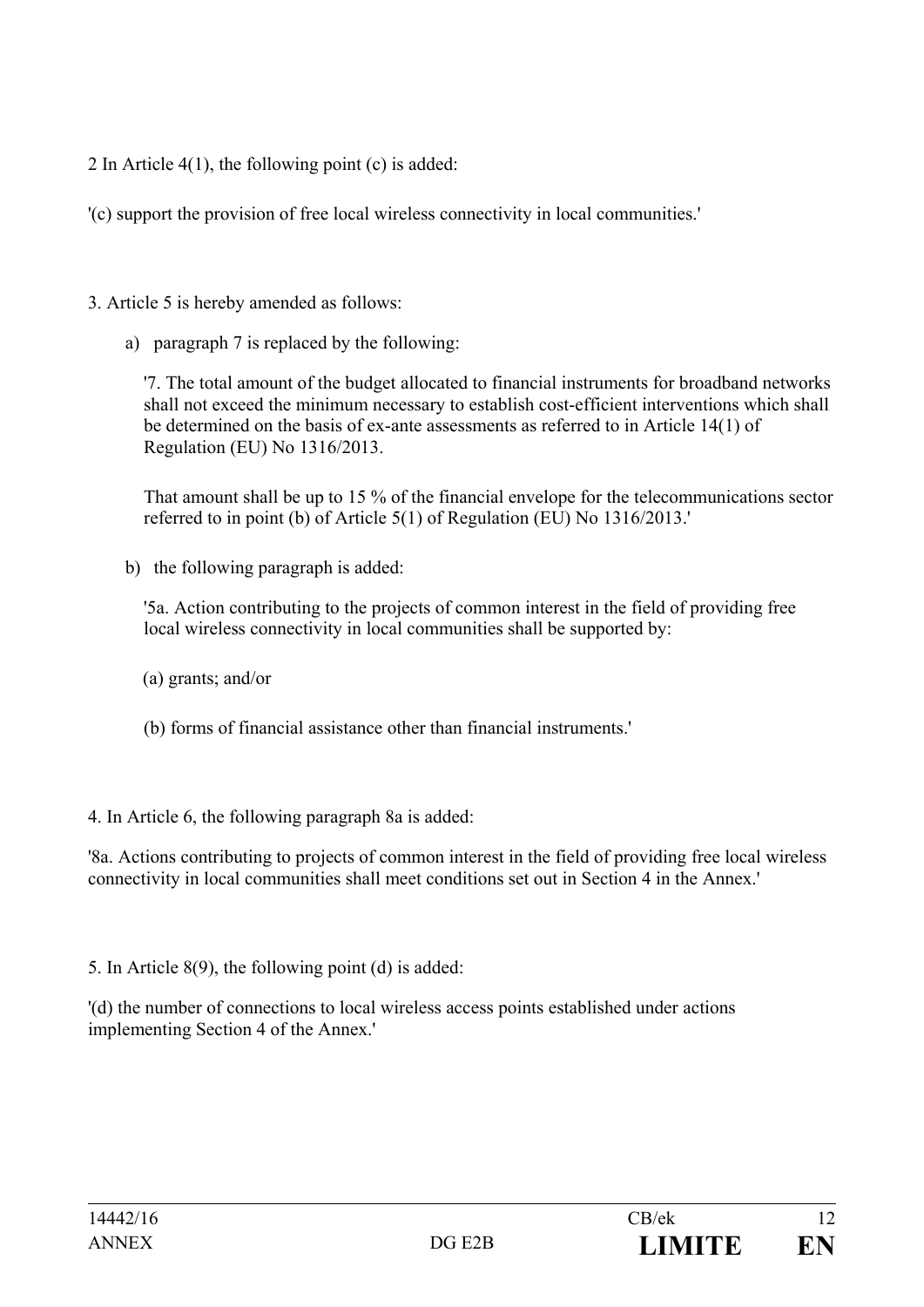2 In Article 4(1), the following point (c) is added:

'(c) support the provision of free local wireless connectivity in local communities.'

3. Article 5 is hereby amended as follows:

a) paragraph 7 is replaced by the following:

'7. The total amount of the budget allocated to financial instruments for broadband networks shall not exceed the minimum necessary to establish cost-efficient interventions which shall be determined on the basis of ex-ante assessments as referred to in Article 14(1) of Regulation (EU) No 1316/2013.

That amount shall be up to 15 % of the financial envelope for the telecommunications sector referred to in point (b) of Article 5(1) of Regulation (EU) No 1316/2013.'

b) the following paragraph is added:

'5a. Action contributing to the projects of common interest in the field of providing free local wireless connectivity in local communities shall be supported by:

(a) grants; and/or

(b) forms of financial assistance other than financial instruments.'

4. In Article 6, the following paragraph 8a is added:

'8a. Actions contributing to projects of common interest in the field of providing free local wireless connectivity in local communities shall meet conditions set out in Section 4 in the Annex.'

5. In Article 8(9), the following point (d) is added:

'(d) the number of connections to local wireless access points established under actions implementing Section 4 of the Annex.'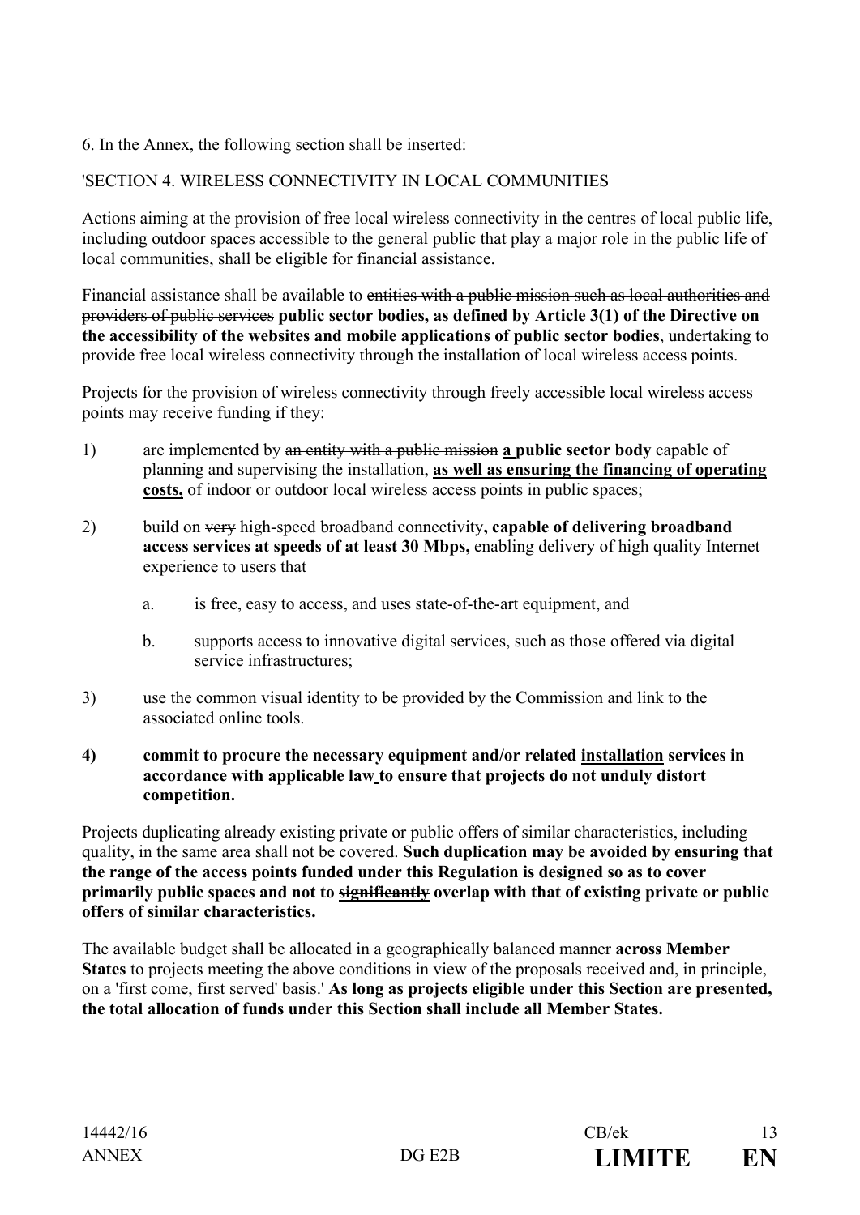6. In the Annex, the following section shall be inserted:

'SECTION 4. WIRELESS CONNECTIVITY IN LOCAL COMMUNITIES

Actions aiming at the provision of free local wireless connectivity in the centres of local public life, including outdoor spaces accessible to the general public that play a major role in the public life of local communities, shall be eligible for financial assistance.

Financial assistance shall be available to ~~entities with a public mission such as local authorities and providers of public services~~ **public sector bodies, as defined by Article 3(1) of the Directive on the accessibility of the websites and mobile applications of public sector bodies**, undertaking to provide free local wireless connectivity through the installation of local wireless access points.

Projects for the provision of wireless connectivity through freely accessible local wireless access points may receive funding if they:

1) are implemented by ~~an entity with a public mission~~ **a public sector body** capable of planning and supervising the installation, **as well as ensuring the financing of operating costs,** of indoor or outdoor local wireless access points in public spaces;

2) build on ~~very~~ high-speed broadband connectivity**, capable of delivering broadband access services at speeds of at least 30 Mbps,** enabling delivery of high quality Internet experience to users that

   a. is free, easy to access, and uses state-of-the-art equipment, and

   b. supports access to innovative digital services, such as those offered via digital service infrastructures;

3) use the common visual identity to be provided by the Commission and link to the associated online tools.

**4) commit to procure the necessary equipment and/or related installation services in accordance with applicable law to ensure that projects do not unduly distort competition.**

Projects duplicating already existing private or public offers of similar characteristics, including quality, in the same area shall not be covered. **Such duplication may be avoided by ensuring that the range of the access points funded under this Regulation is designed so as to cover primarily public spaces and not to ~~significantly~~ overlap with that of existing private or public offers of similar characteristics.**

The available budget shall be allocated in a geographically balanced manner **across Member States** to projects meeting the above conditions in view of the proposals received and, in principle, on a 'first come, first served' basis.' **As long as projects eligible under this Section are presented, the total allocation of funds under this Section shall include all Member States.**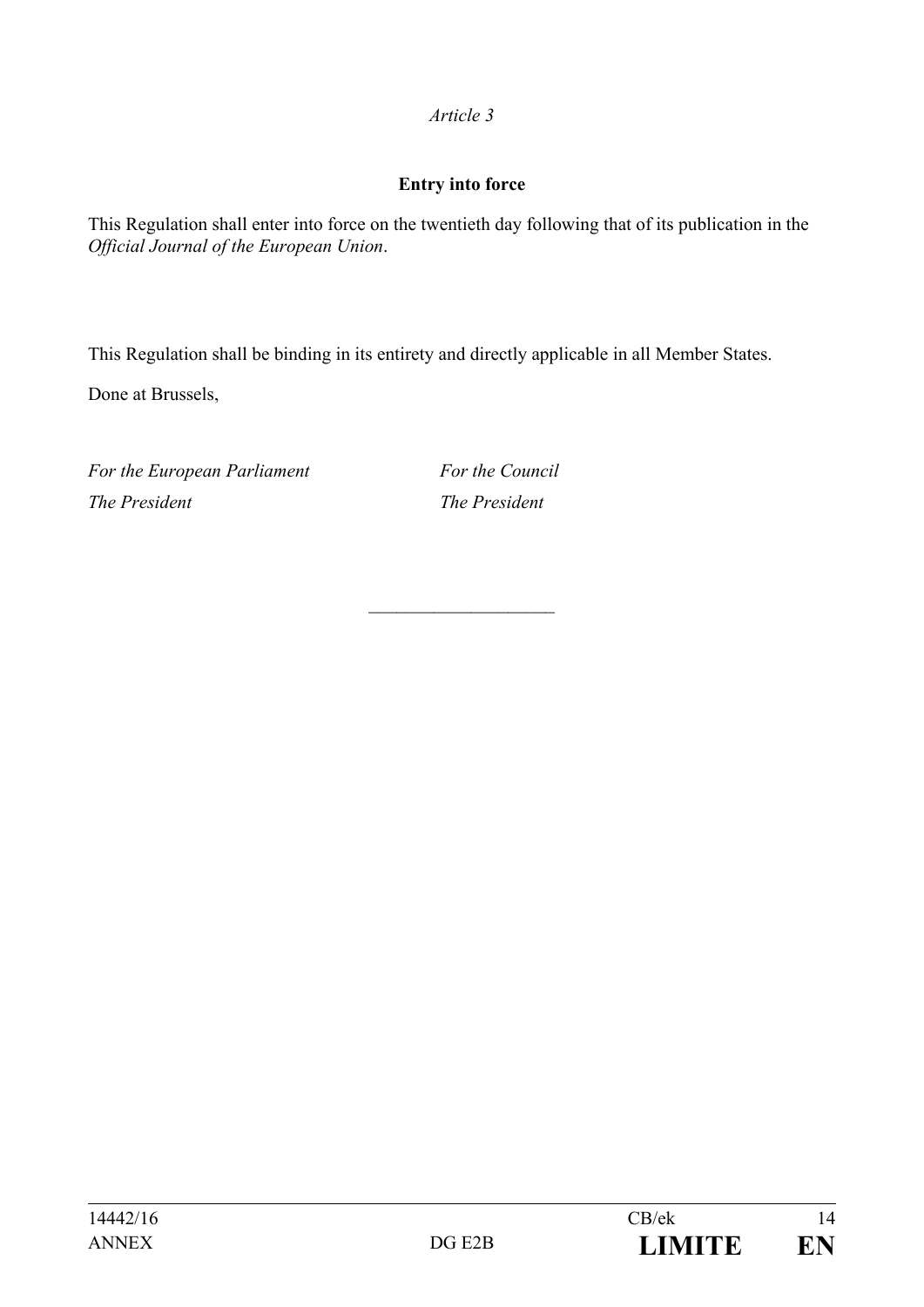*Article 3*

**Entry into force**

This Regulation shall enter into force on the twentieth day following that of its publication in the *Official Journal of the European Union*.

This Regulation shall be binding in its entirety and directly applicable in all Member States.

Done at Brussels,

| | |
|---|---|
| *For the European Parliament* | *For the Council* |
| *The President* | *The President* |